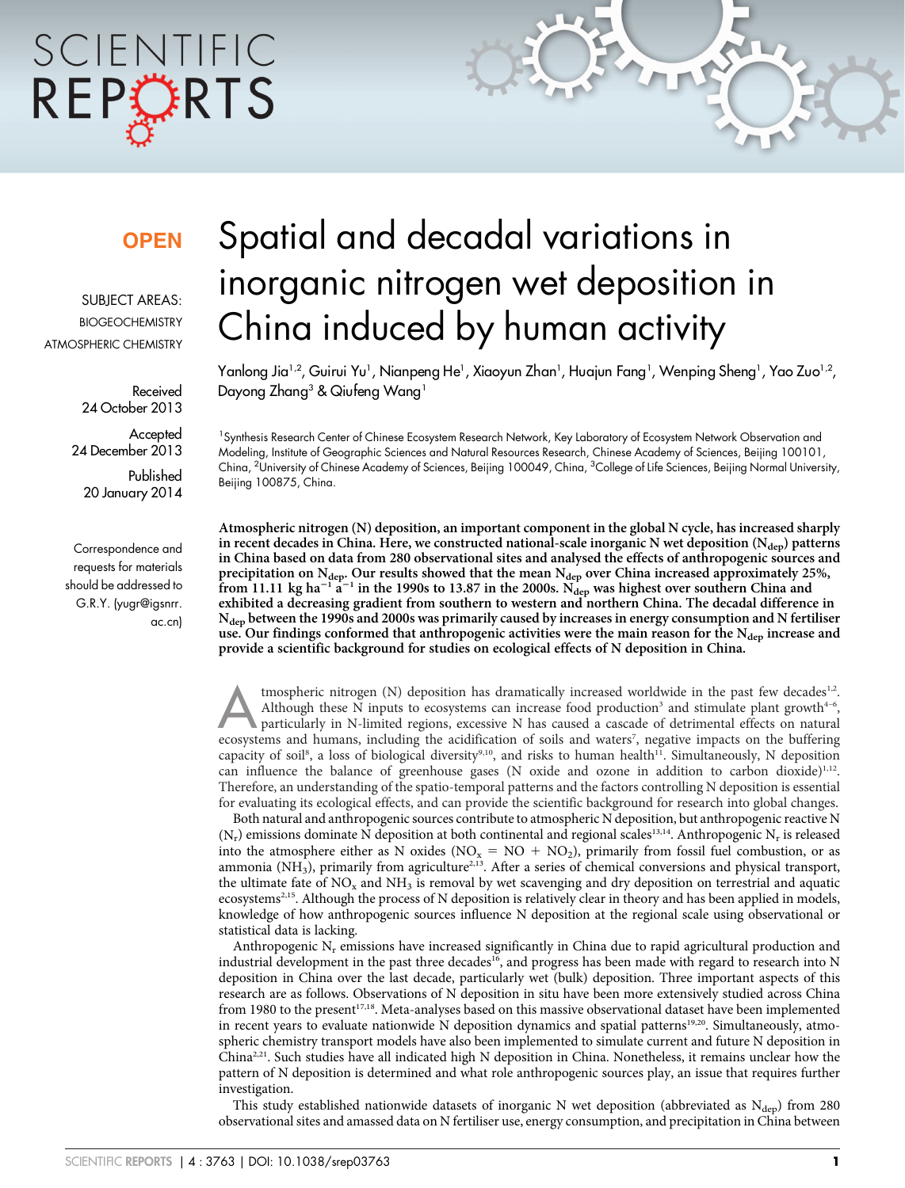OPEN

SUBJECT AREAS:
BIOGEOCHEMISTRY
ATMOSPHERIC CHEMISTRY

Received
24 October 2013

Accepted
24 December 2013

Published
20 January 2014

Correspondence and requests for materials should be addressed to G.R.Y. (yugr@igsnrr.ac.cn)

# Spatial and decadal variations in inorganic nitrogen wet deposition in China induced by human activity

Yanlong Jia[1,2], Guirui Yu[1], Nianpeng He[1], Xiaoyun Zhan[1], Huajun Fang[1], Wenping Sheng[1], Yao Zuo[1,2], Dayong Zhang[3] & Qiufeng Wang[1]

[1]Synthesis Research Center of Chinese Ecosystem Research Network, Key Laboratory of Ecosystem Network Observation and Modeling, Institute of Geographic Sciences and Natural Resources Research, Chinese Academy of Sciences, Beijing 100101, China, [2]University of Chinese Academy of Sciences, Beijing 100049, China, [3]College of Life Sciences, Beijing Normal University, Beijing 100875, China.

**Atmospheric nitrogen (N) deposition, an important component in the global N cycle, has increased sharply in recent decades in China. Here, we constructed national-scale inorganic N wet deposition ($N_{dep}$) patterns in China based on data from 280 observational sites and analysed the effects of anthropogenic sources and precipitation on $N_{dep}$. Our results showed that the mean $N_{dep}$ over China increased approximately 25%, from 11.11 kg ha$^{-1}$ a$^{-1}$ in the 1990s to 13.87 in the 2000s. $N_{dep}$ was highest over southern China and exhibited a decreasing gradient from southern to western and northern China. The decadal difference in $N_{dep}$ between the 1990s and 2000s was primarily caused by increases in energy consumption and N fertiliser use. Our findings conformed that anthropogenic activities were the main reason for the $N_{dep}$ increase and provide a scientific background for studies on ecological effects of N deposition in China.**

Atmospheric nitrogen (N) deposition has dramatically increased worldwide in the past few decades[1,2]. Although these N inputs to ecosystems can increase food production[3] and stimulate plant growth[4–6], particularly in N-limited regions, excessive N has caused a cascade of detrimental effects on natural ecosystems and humans, including the acidification of soils and waters[7], negative impacts on the buffering capacity of soil[8], a loss of biological diversity[9,10], and risks to human health[11]. Simultaneously, N deposition can influence the balance of greenhouse gases (N oxide and ozone in addition to carbon dioxide)[1,12]. Therefore, an understanding of the spatio-temporal patterns and the factors controlling N deposition is essential for evaluating its ecological effects, and can provide the scientific background for research into global changes.

Both natural and anthropogenic sources contribute to atmospheric N deposition, but anthropogenic reactive N ($N_r$) emissions dominate N deposition at both continental and regional scales[13,14]. Anthropogenic $N_r$ is released into the atmosphere either as N oxides ($NO_x$ = NO + $NO_2$), primarily from fossil fuel combustion, or as ammonia ($NH_3$), primarily from agriculture[2,13]. After a series of chemical conversions and physical transport, the ultimate fate of $NO_x$ and $NH_3$ is removal by wet scavenging and dry deposition on terrestrial and aquatic ecosystems[2,15]. Although the process of N deposition is relatively clear in theory and has been applied in models, knowledge of how anthropogenic sources influence N deposition at the regional scale using observational or statistical data is lacking.

Anthropogenic $N_r$ emissions have increased significantly in China due to rapid agricultural production and industrial development in the past three decades[16], and progress has been made with regard to research into N deposition in China over the last decade, particularly wet (bulk) deposition. Three important aspects of this research are as follows. Observations of N deposition in situ have been more extensively studied across China from 1980 to the present[17,18]. Meta-analyses based on this massive observational dataset have been implemented in recent years to evaluate nationwide N deposition dynamics and spatial patterns[19,20]. Simultaneously, atmospheric chemistry transport models have also been implemented to simulate current and future N deposition in China[2,21]. Such studies have all indicated high N deposition in China. Nonetheless, it remains unclear how the pattern of N deposition is determined and what role anthropogenic sources play, an issue that requires further investigation.

This study established nationwide datasets of inorganic N wet deposition (abbreviated as $N_{dep}$) from 280 observational sites and amassed data on N fertiliser use, energy consumption, and precipitation in China between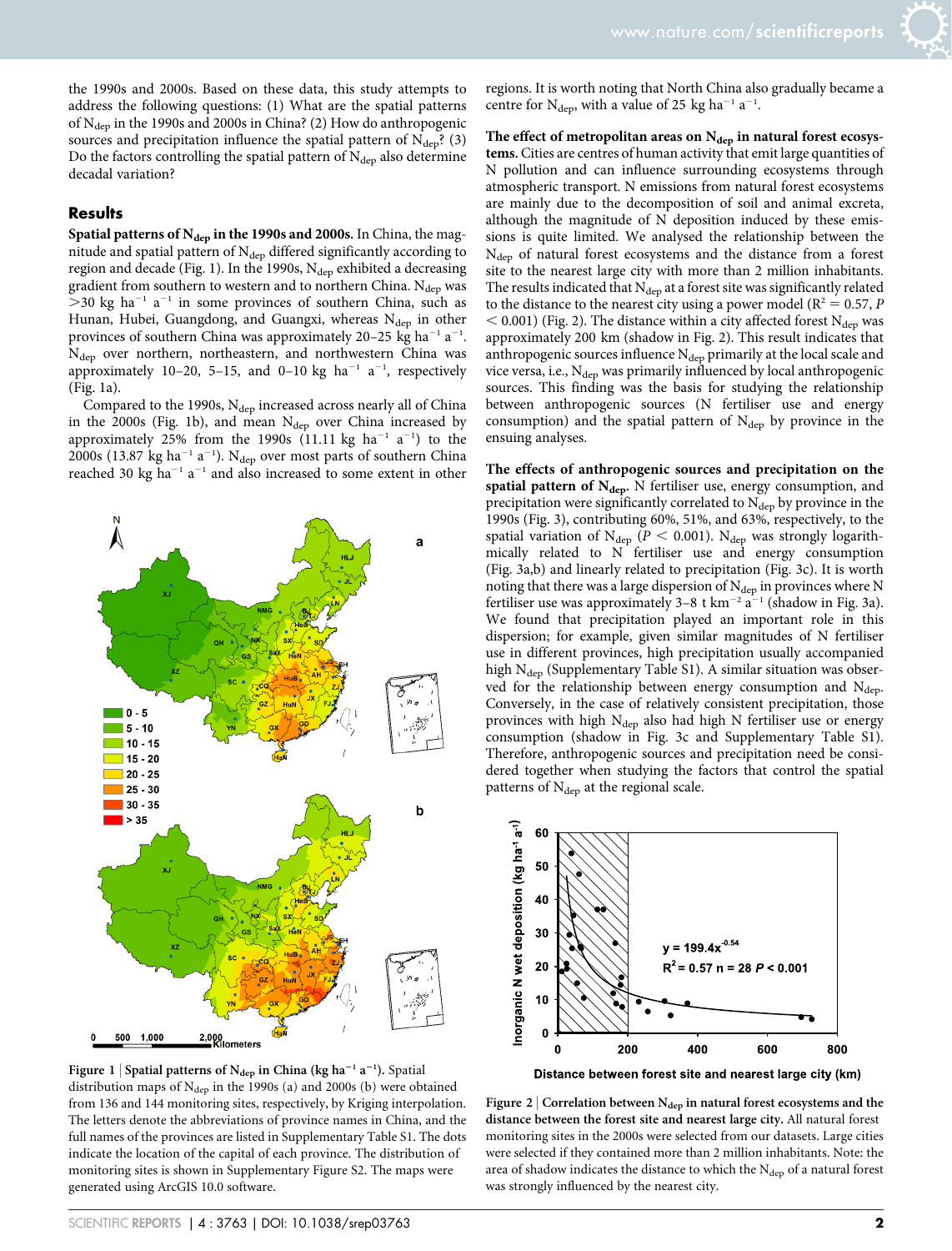the 1990s and 2000s. Based on these data, this study attempts to address the following questions: (1) What are the spatial patterns of $N_{dep}$ in the 1990s and 2000s in China? (2) How do anthropogenic sources and precipitation influence the spatial pattern of $N_{dep}$? (3) Do the factors controlling the spatial pattern of $N_{dep}$ also determine decadal variation?

## Results

**Spatial patterns of $N_{dep}$ in the 1990s and 2000s.** In China, the magnitude and spatial pattern of $N_{dep}$ differed significantly according to region and decade (Fig. 1). In the 1990s, $N_{dep}$ exhibited a decreasing gradient from southern to western and to northern China. $N_{dep}$ was $>30$ kg ha$^{-1}$ a$^{-1}$ in some provinces of southern China, such as Hunan, Hubei, Guangdong, and Guangxi, whereas $N_{dep}$ in other provinces of southern China was approximately 20–25 kg ha$^{-1}$ a$^{-1}$. $N_{dep}$ over northern, northeastern, and northwestern China was approximately 10–20, 5–15, and 0–10 kg ha$^{-1}$ a$^{-1}$, respectively (Fig. 1a).

Compared to the 1990s, $N_{dep}$ increased across nearly all of China in the 2000s (Fig. 1b), and mean $N_{dep}$ over China increased by approximately 25% from the 1990s (11.11 kg ha$^{-1}$ a$^{-1}$) to the 2000s (13.87 kg ha$^{-1}$ a$^{-1}$). $N_{dep}$ over most parts of southern China reached 30 kg ha$^{-1}$ a$^{-1}$ and also increased to some extent in other regions. It is worth noting that North China also gradually became a centre for $N_{dep}$, with a value of 25 kg ha$^{-1}$ a$^{-1}$.

Figure 1 | Spatial patterns of $N_{dep}$ in China (kg ha$^{-1}$ a$^{-1}$). Spatial distribution maps of $N_{dep}$ in the 1990s (a) and 2000s (b) were obtained from 136 and 144 monitoring sites, respectively, by Kriging interpolation. The letters denote the abbreviations of province names in China, and the full names of the provinces are listed in Supplementary Table S1. The dots indicate the location of the capital of each province. The distribution of monitoring sites is shown in Supplementary Figure S2. The maps were generated using ArcGIS 10.0 software.

**The effect of metropolitan areas on $N_{dep}$ in natural forest ecosystems.** Cities are centres of human activity that emit large quantities of N pollution and can influence surrounding ecosystems through atmospheric transport. N emissions from natural forest ecosystems are mainly due to the decomposition of soil and animal excreta, although the magnitude of N deposition induced by these emissions is quite limited. We analysed the relationship between the $N_{dep}$ of natural forest ecosystems and the distance from a forest site to the nearest large city with more than 2 million inhabitants. The results indicated that $N_{dep}$ at a forest site was significantly related to the distance to the nearest city using a power model ($R^2 = 0.57$, $P < 0.001$) (Fig. 2). The distance within a city affected forest $N_{dep}$ was approximately 200 km (shadow in Fig. 2). This result indicates that anthropogenic sources influence $N_{dep}$ primarily at the local scale and vice versa, i.e., $N_{dep}$ was primarily influenced by local anthropogenic sources. This finding was the basis for studying the relationship between anthropogenic sources (N fertiliser use and energy consumption) and the spatial pattern of $N_{dep}$ by province in the ensuing analyses.

**The effects of anthropogenic sources and precipitation on the spatial pattern of $N_{dep}$.** N fertiliser use, energy consumption, and precipitation were significantly correlated to $N_{dep}$ by province in the 1990s (Fig. 3), contributing 60%, 51%, and 63%, respectively, to the spatial variation of $N_{dep}$ ($P < 0.001$). $N_{dep}$ was strongly logarithmically related to N fertiliser use and energy consumption (Fig. 3a,b) and linearly related to precipitation (Fig. 3c). It is worth noting that there was a large dispersion of $N_{dep}$ in provinces where N fertiliser use was approximately 3–8 t km$^{-2}$ a$^{-1}$ (shadow in Fig. 3a). We found that precipitation played an important role in this dispersion; for example, given similar magnitudes of N fertiliser use in different provinces, high precipitation usually accompanied high $N_{dep}$ (Supplementary Table S1). A similar situation was observed for the relationship between energy consumption and $N_{dep}$. Conversely, in the case of relatively consistent precipitation, those provinces with high $N_{dep}$ also had high N fertiliser use or energy consumption (shadow in Fig. 3c and Supplementary Table S1). Therefore, anthropogenic sources and precipitation need be considered together when studying the factors that control the spatial patterns of $N_{dep}$ at the regional scale.

Figure 2 | Correlation between $N_{dep}$ in natural forest ecosystems and the distance between the forest site and nearest large city. All natural forest monitoring sites in the 2000s were selected from our datasets. Large cities were selected if they contained more than 2 million inhabitants. Note: the area of shadow indicates the distance to which the $N_{dep}$ of a natural forest was strongly influenced by the nearest city.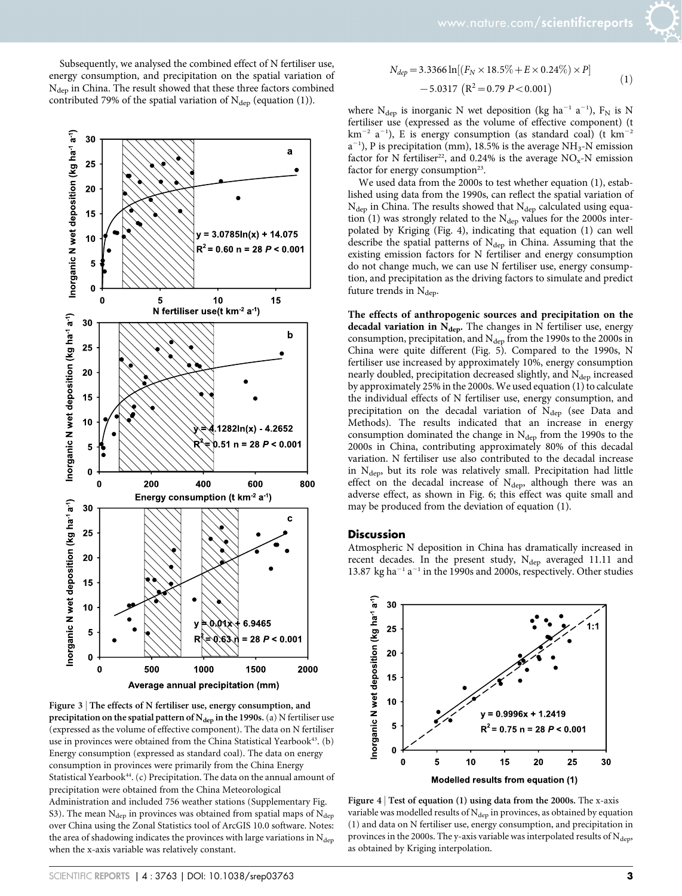Subsequently, we analysed the combined effect of N fertiliser use, energy consumption, and precipitation on the spatial variation of $N_{dep}$ in China. The result showed that these three factors combined contributed 79% of the spatial variation of $N_{dep}$ (equation (1)).

$$N_{dep} = 3.3366 \ln[(F_N \times 18.5\% + E \times 0.24\%) \times P] - 5.0317 \left(R^2 = 0.79\ P < 0.001\right) \tag{1}$$

where $N_{dep}$ is inorganic N wet deposition (kg $ha^{-1}$ $a^{-1}$), $F_N$ is N fertiliser use (expressed as the volume of effective component) (t $km^{-2}$ $a^{-1}$), E is energy consumption (as standard coal) (t $km^{-2}$ $a^{-1}$), P is precipitation (mm), 18.5% is the average $NH_3$-N emission factor for N fertiliser[22], and 0.24% is the average $NO_x$-N emission factor for energy consumption[23].

We used data from the 2000s to test whether equation (1), established using data from the 1990s, can reflect the spatial variation of $N_{dep}$ in China. The results showed that $N_{dep}$ calculated using equation (1) was strongly related to the $N_{dep}$ values for the 2000s interpolated by Kriging (Fig. 4), indicating that equation (1) can well describe the spatial patterns of $N_{dep}$ in China. Assuming that the existing emission factors for N fertiliser and energy consumption do not change much, we can use N fertiliser use, energy consumption, and precipitation as the driving factors to simulate and predict future trends in $N_{dep}$.

**The effects of anthropogenic sources and precipitation on the decadal variation in $N_{dep}$.** The changes in N fertiliser use, energy consumption, precipitation, and $N_{dep}$ from the 1990s to the 2000s in China were quite different (Fig. 5). Compared to the 1990s, N fertiliser use increased by approximately 10%, energy consumption nearly doubled, precipitation decreased slightly, and $N_{dep}$ increased by approximately 25% in the 2000s. We used equation (1) to calculate the individual effects of N fertiliser use, energy consumption, and precipitation on the decadal variation of $N_{dep}$ (see Data and Methods). The results indicated that an increase in energy consumption dominated the change in $N_{dep}$ from the 1990s to the 2000s in China, contributing approximately 80% of this decadal variation. N fertiliser use also contributed to the decadal increase in $N_{dep}$, but its role was relatively small. Precipitation had little effect on the decadal increase of $N_{dep}$, although there was an adverse effect, as shown in Fig. 6; this effect was quite small and may be produced from the deviation of equation (1).

**Figure 3 | The effects of N fertiliser use, energy consumption, and precipitation on the spatial pattern of $N_{dep}$ in the 1990s.** (a) N fertiliser use (expressed as the volume of effective component). The data on N fertiliser use in provinces were obtained from the China Statistical Yearbook[43]. (b) Energy consumption (expressed as standard coal). The data on energy consumption in provinces were primarily from the China Energy Statistical Yearbook[44]. (c) Precipitation. The data on the annual amount of precipitation were obtained from the China Meteorological Administration and included 756 weather stations (Supplementary Fig. S3). The mean $N_{dep}$ in provinces was obtained from spatial maps of $N_{dep}$ over China using the Zonal Statistics tool of ArcGIS 10.0 software. Notes: the area of shadowing indicates the provinces with large variations in $N_{dep}$ when the x-axis variable was relatively constant.

## Discussion

Atmospheric N deposition in China has dramatically increased in recent decades. In the present study, $N_{dep}$ averaged 11.11 and 13.87 kg $ha^{-1}$ $a^{-1}$ in the 1990s and 2000s, respectively. Other studies

**Figure 4 | Test of equation (1) using data from the 2000s.** The x-axis variable was modelled results of $N_{dep}$ in provinces, as obtained by equation (1) and data on N fertiliser use, energy consumption, and precipitation in provinces in the 2000s. The y-axis variable was interpolated results of $N_{dep}$, as obtained by Kriging interpolation.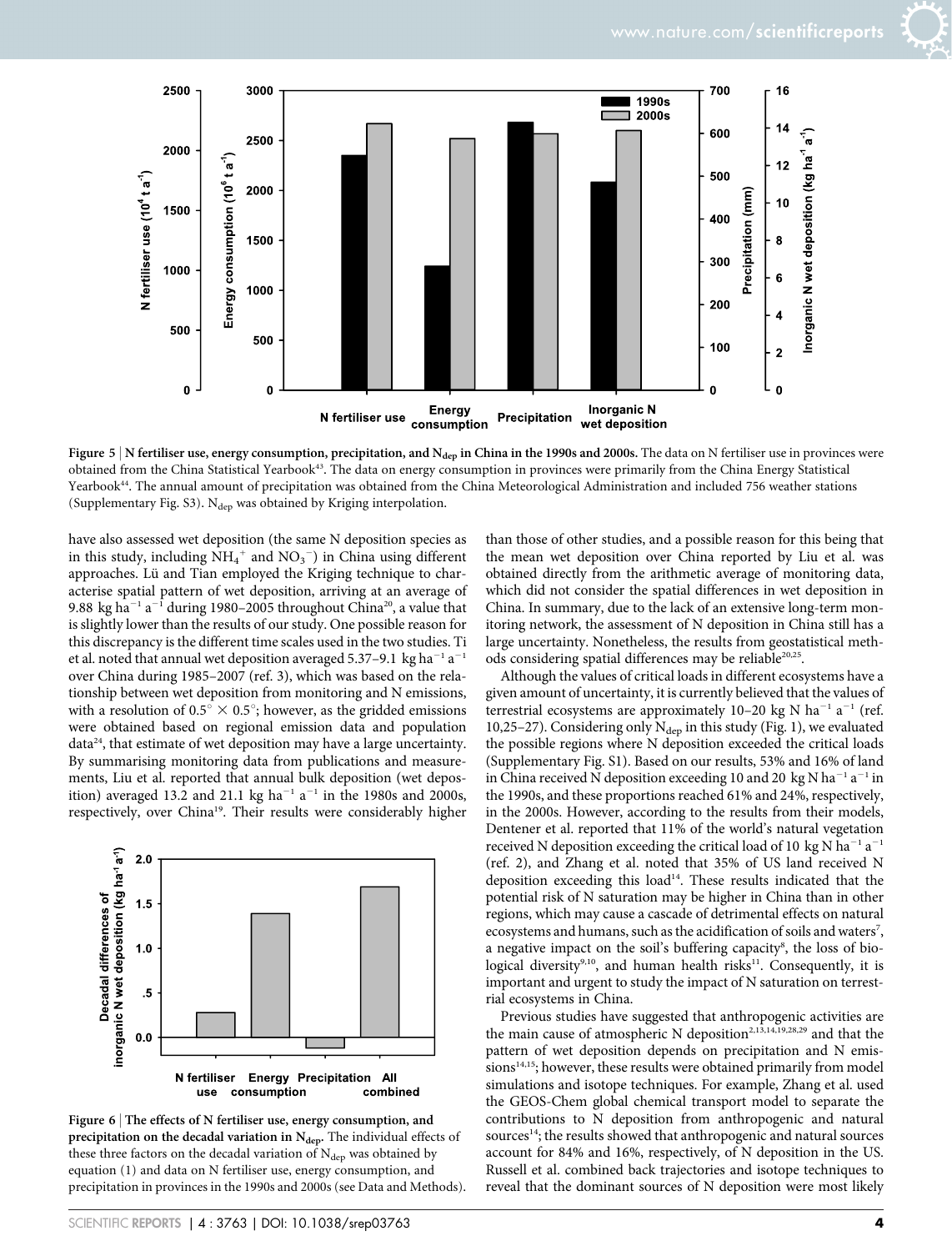**Figure 5 | N fertiliser use, energy consumption, precipitation, and $N_{dep}$ in China in the 1990s and 2000s.** The data on N fertiliser use in provinces were obtained from the China Statistical Yearbook[43]. The data on energy consumption in provinces were primarily from the China Energy Statistical Yearbook[44]. The annual amount of precipitation was obtained from the China Meteorological Administration and included 756 weather stations (Supplementary Fig. S3). $N_{dep}$ was obtained by Kriging interpolation.

have also assessed wet deposition (the same N deposition species as in this study, including $NH_4^+$ and $NO_3^-$) in China using different approaches. Lü and Tian employed the Kriging technique to characterise spatial pattern of wet deposition, arriving at an average of 9.88 kg $ha^{-1}$ $a^{-1}$ during 1980–2005 throughout China[20], a value that is slightly lower than the results of our study. One possible reason for this discrepancy is the different time scales used in the two studies. Ti et al. noted that annual wet deposition averaged 5.37–9.1 kg $ha^{-1}$ $a^{-1}$ over China during 1985–2007 (ref. 3), which was based on the relationship between wet deposition from monitoring and N emissions, with a resolution of $0.5^\circ \times 0.5^\circ$; however, as the gridded emissions were obtained based on regional emission data and population data[24], that estimate of wet deposition may have a large uncertainty. By summarising monitoring data from publications and measurements, Liu et al. reported that annual bulk deposition (wet deposition) averaged 13.2 and 21.1 kg $ha^{-1}$ $a^{-1}$ in the 1980s and 2000s, respectively, over China[19]. Their results were considerably higher than those of other studies, and a possible reason for this being that the mean wet deposition over China reported by Liu et al. was obtained directly from the arithmetic average of monitoring data, which did not consider the spatial differences in wet deposition in China. In summary, due to the lack of an extensive long-term monitoring network, the assessment of N deposition in China still has a large uncertainty. Nonetheless, the results from geostatistical methods considering spatial differences may be reliable[20,25].

**Figure 6 | The effects of N fertiliser use, energy consumption, and precipitation on the decadal variation in $N_{dep}$.** The individual effects of these three factors on the decadal variation of $N_{dep}$ was obtained by equation (1) and data on N fertiliser use, energy consumption, and precipitation in provinces in the 1990s and 2000s (see Data and Methods).

Although the values of critical loads in different ecosystems have a given amount of uncertainty, it is currently believed that the values of terrestrial ecosystems are approximately 10–20 kg N $ha^{-1}$ $a^{-1}$ (ref. 10,25–27). Considering only $N_{dep}$ in this study (Fig. 1), we evaluated the possible regions where N deposition exceeded the critical loads (Supplementary Fig. S1). Based on our results, 53% and 16% of land in China received N deposition exceeding 10 and 20 kg N $ha^{-1}$ $a^{-1}$ in the 1990s, and these proportions reached 61% and 24%, respectively, in the 2000s. However, according to the results from their models, Dentener et al. reported that 11% of the world's natural vegetation received N deposition exceeding the critical load of 10 kg N $ha^{-1}$ $a^{-1}$ (ref. 2), and Zhang et al. noted that 35% of US land received N deposition exceeding this load[14]. These results indicated that the potential risk of N saturation may be higher in China than in other regions, which may cause a cascade of detrimental effects on natural ecosystems and humans, such as the acidification of soils and waters[7], a negative impact on the soil's buffering capacity[8], the loss of biological diversity[9,10], and human health risks[11]. Consequently, it is important and urgent to study the impact of N saturation on terrestrial ecosystems in China.

Previous studies have suggested that anthropogenic activities are the main cause of atmospheric N deposition[2,13,14,19,28,29] and that the pattern of wet deposition depends on precipitation and N emissions[14,15]; however, these results were obtained primarily from model simulations and isotope techniques. For example, Zhang et al. used the GEOS-Chem global chemical transport model to separate the contributions to N deposition from anthropogenic and natural sources[14]; the results showed that anthropogenic and natural sources account for 84% and 16%, respectively, of N deposition in the US. Russell et al. combined back trajectories and isotope techniques to reveal that the dominant sources of N deposition were most likely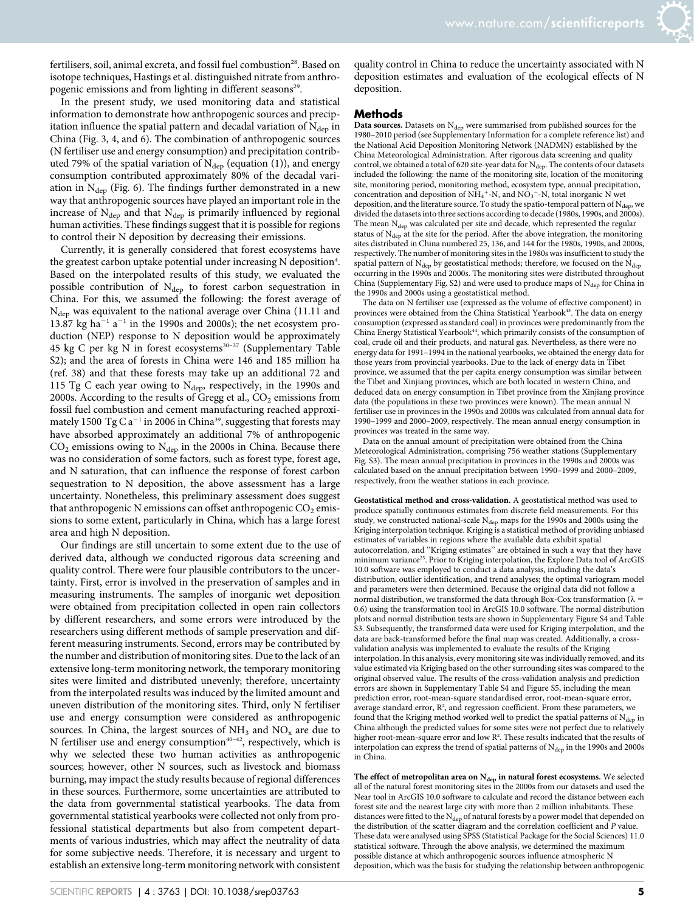fertilisers, soil, animal excreta, and fossil fuel combustion[28]. Based on isotope techniques, Hastings et al. distinguished nitrate from anthropogenic emissions and from lighting in different seasons[29].

In the present study, we used monitoring data and statistical information to demonstrate how anthropogenic sources and precipitation influence the spatial pattern and decadal variation of $N_{dep}$ in China (Fig. 3, 4, and 6). The combination of anthropogenic sources (N fertiliser use and energy consumption) and precipitation contributed 79% of the spatial variation of $N_{dep}$ (equation (1)), and energy consumption contributed approximately 80% of the decadal variation in $N_{dep}$ (Fig. 6). The findings further demonstrated in a new way that anthropogenic sources have played an important role in the increase of $N_{dep}$ and that $N_{dep}$ is primarily influenced by regional human activities. These findings suggest that it is possible for regions to control their N deposition by decreasing their emissions.

Currently, it is generally considered that forest ecosystems have the greatest carbon uptake potential under increasing N deposition[4]. Based on the interpolated results of this study, we evaluated the possible contribution of $N_{dep}$ to forest carbon sequestration in China. For this, we assumed the following: the forest average of $N_{dep}$ was equivalent to the national average over China (11.11 and 13.87 kg $ha^{-1}$ $a^{-1}$ in the 1990s and 2000s); the net ecosystem production (NEP) response to N deposition would be approximately 45 kg C per kg N in forest ecosystems[30–37] (Supplementary Table S2); and the area of forests in China were 146 and 185 million ha (ref. 38) and that these forests may take up an additional 72 and 115 Tg C each year owing to $N_{dep}$, respectively, in the 1990s and 2000s. According to the results of Gregg et al., $CO_2$ emissions from fossil fuel combustion and cement manufacturing reached approximately 1500 Tg C $a^{-1}$ in 2006 in China[39], suggesting that forests may have absorbed approximately an additional 7% of anthropogenic $CO_2$ emissions owing to $N_{dep}$ in the 2000s in China. Because there was no consideration of some factors, such as forest type, forest age, and N saturation, that can influence the response of forest carbon sequestration to N deposition, the above assessment has a large uncertainty. Nonetheless, this preliminary assessment does suggest that anthropogenic N emissions can offset anthropogenic $CO_2$ emissions to some extent, particularly in China, which has a large forest area and high N deposition.

Our findings are still uncertain to some extent due to the use of derived data, although we conducted rigorous data screening and quality control. There were four plausible contributors to the uncertainty. First, error is involved in the preservation of samples and in measuring instruments. The samples of inorganic wet deposition were obtained from precipitation collected in open rain collectors by different researchers, and some errors were introduced by the researchers using different methods of sample preservation and different measuring instruments. Second, errors may be contributed by the number and distribution of monitoring sites. Due to the lack of an extensive long-term monitoring network, the temporary monitoring sites were limited and distributed unevenly; therefore, uncertainty from the interpolated results was induced by the limited amount and uneven distribution of the monitoring sites. Third, only N fertiliser use and energy consumption were considered as anthropogenic sources. In China, the largest sources of $NH_3$ and $NO_x$ are due to N fertiliser use and energy consumption[40–42], respectively, which is why we selected these two human activities as anthropogenic sources; however, other N sources, such as livestock and biomass burning, may impact the study results because of regional differences in these sources. Furthermore, some uncertainties are attributed to the data from governmental statistical yearbooks. The data from governmental statistical yearbooks were collected not only from professional statistical departments but also from competent departments of various industries, which may affect the neutrality of data for some subjective needs. Therefore, it is necessary and urgent to establish an extensive long-term monitoring network with consistent quality control in China to reduce the uncertainty associated with N deposition estimates and evaluation of the ecological effects of N deposition.

## Methods

**Data sources.** Datasets on $N_{dep}$ were summarised from published sources for the 1980–2010 period (see Supplementary Information for a complete reference list) and the National Acid Deposition Monitoring Network (NADMN) established by the China Meteorological Administration. After rigorous data screening and quality control, we obtained a total of 620 site-year data for $N_{dep}$. The contents of our datasets included the following: the name of the monitoring site, location of the monitoring site, monitoring period, monitoring method, ecosystem type, annual precipitation, concentration and deposition of $NH_4^+$-N, and $NO_3^-$-N, total inorganic N wet deposition, and the literature source. To study the spatio-temporal pattern of $N_{dep}$, we divided the datasets into three sections according to decade (1980s, 1990s, and 2000s). The mean $N_{dep}$ was calculated per site and decade, which represented the regular status of $N_{dep}$ at the site for the period. After the above integration, the monitoring sites distributed in China numbered 25, 136, and 144 for the 1980s, 1990s, and 2000s, respectively. The number of monitoring sites in the 1980s was insufficient to study the spatial pattern of $N_{dep}$ by geostatistical methods; therefore, we focused on the $N_{dep}$ occurring in the 1990s and 2000s. The monitoring sites were distributed throughout China (Supplementary Fig. S2) and were used to produce maps of $N_{dep}$ for China in the 1990s and 2000s using a geostatistical method.

The data on N fertiliser use (expressed as the volume of effective component) in provinces were obtained from the China Statistical Yearbook[43]. The data on energy consumption (expressed as standard coal) in provinces were predominantly from the China Energy Statistical Yearbook[44], which primarily consists of the consumption of coal, crude oil and their products, and natural gas. Nevertheless, as there were no energy data for 1991–1994 in the national yearbooks, we obtained the energy data for those years from provincial yearbooks. Due to the lack of energy data in Tibet province, we assumed that the per capita energy consumption was similar between the Tibet and Xinjiang provinces, which are both located in western China, and deduced data on energy consumption in Tibet province from the Xinjiang province data (the populations in these two provinces were known). The mean annual N fertiliser use in provinces in the 1990s and 2000s was calculated from annual data for 1990–1999 and 2000–2009, respectively. The mean annual energy consumption in provinces was treated in the same way.

Data on the annual amount of precipitation were obtained from the China Meteorological Administration, comprising 756 weather stations (Supplementary Fig. S3). The mean annual precipitation in provinces in the 1990s and 2000s was calculated based on the annual precipitation between 1990–1999 and 2000–2009, respectively, from the weather stations in each province.

**Geostatistical method and cross-validation.** A geostatistical method was used to produce spatially continuous estimates from discrete field measurements. For this study, we constructed national-scale $N_{dep}$ maps for the 1990s and 2000s using the Kriging interpolation technique. Kriging is a statistical method of providing unbiased estimates of variables in regions where the available data exhibit spatial autocorrelation, and "Kriging estimates" are obtained in such a way that they have minimum variance[25]. Prior to Kriging interpolation, the Explore Data tool of ArcGIS 10.0 software was employed to conduct a data analysis, including the data's distribution, outlier identification, and trend analyses; the optimal variogram model and parameters were then determined. Because the original data did not follow a normal distribution, we transformed the data through Box-Cox transformation ($\lambda$ = 0.6) using the transformation tool in ArcGIS 10.0 software. The normal distribution plots and normal distribution tests are shown in Supplementary Figure S4 and Table S3. Subsequently, the transformed data were used for Kriging interpolation, and the data are back-transformed before the final map was created. Additionally, a cross-validation analysis was implemented to evaluate the results of the Kriging interpolation. In this analysis, every monitoring site was individually removed, and its value estimated via Kriging based on the other surrounding sites was compared to the original observed value. The results of the cross-validation analysis and prediction errors are shown in Supplementary Table S4 and Figure S5, including the mean prediction error, root-mean-square standardised error, root-mean-square error, average standard error, $R^2$, and regression coefficient. From these parameters, we found that the Kriging method worked well to predict the spatial patterns of $N_{dep}$ in China although the predicted values for some sites were not perfect due to relatively higher root-mean-square error and low $R^2$. These results indicated that the results of interpolation can express the trend of spatial patterns of $N_{dep}$ in the 1990s and 2000s in China.

**The effect of metropolitan area on $N_{dep}$ in natural forest ecosystems.** We selected all of the natural forest monitoring sites in the 2000s from our datasets and used the Near tool in ArcGIS 10.0 software to calculate and record the distance between each forest site and the nearest large city with more than 2 million inhabitants. These distances were fitted to the $N_{dep}$ of natural forests by a power model that depended on the distribution of the scatter diagram and the correlation coefficient and *P* value. These data were analysed using SPSS (Statistical Package for the Social Sciences) 11.0 statistical software. Through the above analysis, we determined the maximum possible distance at which anthropogenic sources influence atmospheric N deposition, which was the basis for studying the relationship between anthropogenic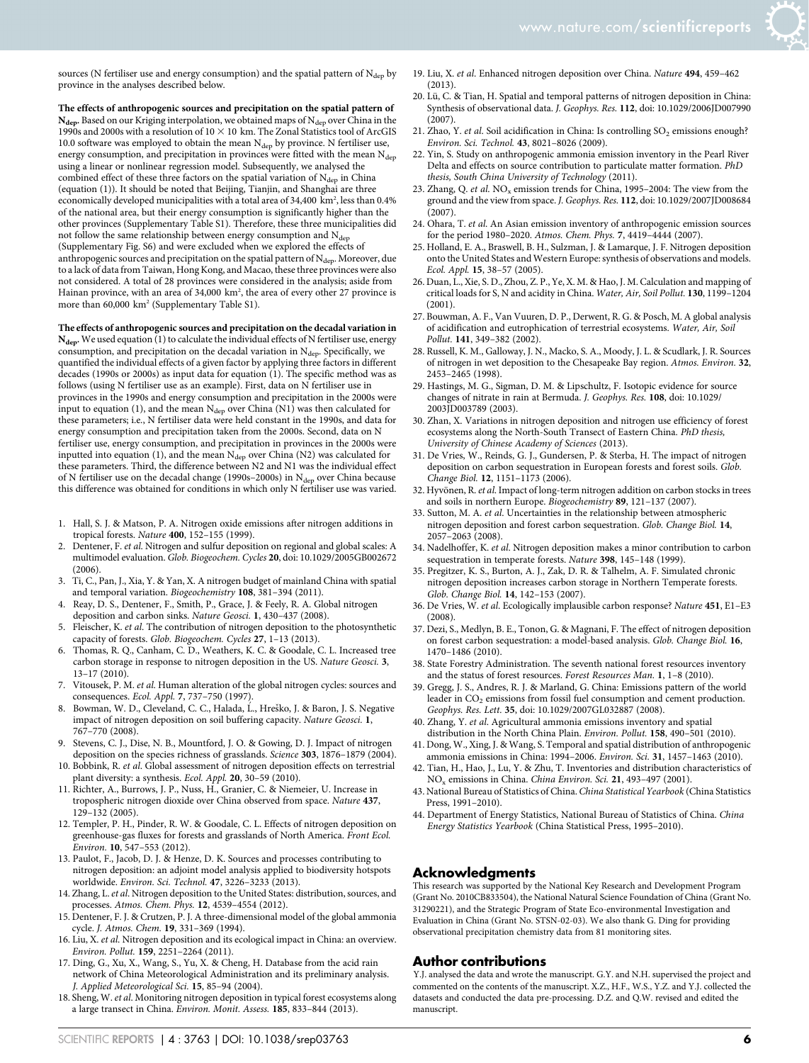sources (N fertiliser use and energy consumption) and the spatial pattern of $N_{dep}$ by province in the analyses described below.

**The effects of anthropogenic sources and precipitation on the spatial pattern of $N_{dep}$.** Based on our Kriging interpolation, we obtained maps of $N_{dep}$ over China in the 1990s and 2000s with a resolution of $10 \times 10$ km. The Zonal Statistics tool of ArcGIS 10.0 software was employed to obtain the mean $N_{dep}$ by province. N fertiliser use, energy consumption, and precipitation in provinces were fitted with the mean $N_{dep}$ using a linear or nonlinear regression model. Subsequently, we analysed the combined effect of these three factors on the spatial variation of $N_{dep}$ in China (equation (1)). It should be noted that Beijing, Tianjin, and Shanghai are three economically developed municipalities with a total area of 34,400 $km^2$, less than 0.4% of the national area, but their energy consumption is significantly higher than the other provinces (Supplementary Table S1). Therefore, these three municipalities did not follow the same relationship between energy consumption and $N_{dep}$ (Supplementary Fig. S6) and were excluded when we explored the effects of anthropogenic sources and precipitation on the spatial pattern of $N_{dep}$. Moreover, due to a lack of data from Taiwan, Hong Kong, and Macao, these three provinces were also not considered. A total of 28 provinces were considered in the analysis; aside from Hainan province, with an area of 34,000 $km^2$, the area of every other 27 province is more than 60,000 $km^2$ (Supplementary Table S1).

**The effects of anthropogenic sources and precipitation on the decadal variation in $N_{dep}$.** We used equation (1) to calculate the individual effects of N fertiliser use, energy consumption, and precipitation on the decadal variation in $N_{dep}$. Specifically, we quantified the individual effects of a given factor by applying three factors in different decades (1990s or 2000s) as input data for equation (1). The specific method was as follows (using N fertiliser use as an example). First, data on N fertiliser use in provinces in the 1990s and energy consumption and precipitation in the 2000s were input to equation (1), and the mean $N_{dep}$ over China (N1) was then calculated for these parameters; i.e., N fertiliser data were held constant in the 1990s, and data for energy consumption and precipitation taken from the 2000s. Second, data on N fertiliser use, energy consumption, and precipitation in provinces in the 2000s were inputted into equation (1), and the mean $N_{dep}$ over China (N2) was calculated for these parameters. Third, the difference between N2 and N1 was the individual effect of N fertiliser use on the decadal change (1990s–2000s) in $N_{dep}$ over China because this difference was obtained for conditions in which only N fertiliser use was varied.

1. Hall, S. J. & Matson, P. A. Nitrogen oxide emissions after nitrogen additions in tropical forests. *Nature* **400**, 152–155 (1999).
2. Dentener, F. *et al.* Nitrogen and sulfur deposition on regional and global scales: A multimodel evaluation. *Glob. Biogeochem. Cycles* **20**, doi: 10.1029/2005GB002672 (2006).
3. Ti, C., Pan, J., Xia, Y. & Yan, X. A nitrogen budget of mainland China with spatial and temporal variation. *Biogeochemistry* **108**, 381–394 (2011).
4. Reay, D. S., Dentener, F., Smith, P., Grace, J. & Feely, R. A. Global nitrogen deposition and carbon sinks. *Nature Geosci.* **1**, 430–437 (2008).
5. Fleischer, K. *et al.* The contribution of nitrogen deposition to the photosynthetic capacity of forests. *Glob. Biogeochem. Cycles* **27**, 1–13 (2013).
6. Thomas, R. Q., Canham, C. D., Weathers, K. C. & Goodale, C. L. Increased tree carbon storage in response to nitrogen deposition in the US. *Nature Geosci.* **3**, 13–17 (2010).
7. Vitousek, P. M. *et al.* Human alteration of the global nitrogen cycles: sources and consequences. *Ecol. Appl.* **7**, 737–750 (1997).
8. Bowman, W. D., Cleveland, C. C., Halada, Ĺ., Hreško, J. & Baron, J. S. Negative impact of nitrogen deposition on soil buffering capacity. *Nature Geosci.* **1**, 767–770 (2008).
9. Stevens, C. J., Dise, N. B., Mountford, J. O. & Gowing, D. J. Impact of nitrogen deposition on the species richness of grasslands. *Science* **303**, 1876–1879 (2004).
10. Bobbink, R. *et al.* Global assessment of nitrogen deposition effects on terrestrial plant diversity: a synthesis. *Ecol. Appl.* **20**, 30–59 (2010).
11. Richter, A., Burrows, J. P., Nuss, H., Granier, C. & Niemeier, U. Increase in tropospheric nitrogen dioxide over China observed from space. *Nature* **437**, 129–132 (2005).
12. Templer, P. H., Pinder, R. W. & Goodale, C. L. Effects of nitrogen deposition on greenhouse-gas fluxes for forests and grasslands of North America. *Front Ecol. Environ.* **10**, 547–553 (2012).
13. Paulot, F., Jacob, D. J. & Henze, D. K. Sources and processes contributing to nitrogen deposition: an adjoint model analysis applied to biodiversity hotspots worldwide. *Environ. Sci. Technol.* **47**, 3226–3233 (2013).
14. Zhang, L. *et al.* Nitrogen deposition to the United States: distribution, sources, and processes. *Atmos. Chem. Phys.* **12**, 4539–4554 (2012).
15. Dentener, F. J. & Crutzen, P. J. A three-dimensional model of the global ammonia cycle. *J. Atmos. Chem.* **19**, 331–369 (1994).
16. Liu, X. *et al.* Nitrogen deposition and its ecological impact in China: an overview. *Environ. Pollut.* **159**, 2251–2264 (2011).
17. Ding, G., Xu, X., Wang, S., Yu, X. & Cheng, H. Database from the acid rain network of China Meteorological Administration and its preliminary analysis. *J. Applied Meteorological Sci.* **15**, 85–94 (2004).
18. Sheng, W. *et al.* Monitoring nitrogen deposition in typical forest ecosystems along a large transect in China. *Environ. Monit. Assess.* **185**, 833–844 (2013).
19. Liu, X. *et al.* Enhanced nitrogen deposition over China. *Nature* **494**, 459–462 (2013).
20. Lü, C. & Tian, H. Spatial and temporal patterns of nitrogen deposition in China: Synthesis of observational data. *J. Geophys. Res.* **112**, doi: 10.1029/2006JD007990 (2007).
21. Zhao, Y. *et al.* Soil acidification in China: Is controlling $SO_2$ emissions enough? *Environ. Sci. Technol.* **43**, 8021–8026 (2009).
22. Yin, S. Study on anthropogenic ammonia emission inventory in the Pearl River Delta and effects on source contribution to particulate matter formation. *PhD thesis, South China University of Technology* (2011).
23. Zhang, Q. *et al.* $NO_x$ emission trends for China, 1995–2004: The view from the ground and the view from space. *J. Geophys. Res.* **112**, doi: 10.1029/2007JD008684 (2007).
24. Ohara, T. *et al.* An Asian emission inventory of anthropogenic emission sources for the period 1980–2020. *Atmos. Chem. Phys.* **7**, 4419–4444 (2007).
25. Holland, E. A., Braswell, B. H., Sulzman, J. & Lamarque, J. F. Nitrogen deposition onto the United States and Western Europe: synthesis of observations and models. *Ecol. Appl.* **15**, 38–57 (2005).
26. Duan, L., Xie, S. D., Zhou, Z. P., Ye, X. M. & Hao, J. M. Calculation and mapping of critical loads for S, N and acidity in China. *Water, Air, Soil Pollut.* **130**, 1199–1204 (2001).
27. Bouwman, A. F., Van Vuuren, D. P., Derwent, R. G. & Posch, M. A global analysis of acidification and eutrophication of terrestrial ecosystems. *Water, Air, Soil Pollut.* **141**, 349–382 (2002).
28. Russell, K. M., Galloway, J. N., Macko, S. A., Moody, J. L. & Scudlark, J. R. Sources of nitrogen in wet deposition to the Chesapeake Bay region. *Atmos. Environ.* **32**, 2453–2465 (1998).
29. Hastings, M. G., Sigman, D. M. & Lipschultz, F. Isotopic evidence for source changes of nitrate in rain at Bermuda. *J. Geophys. Res.* **108**, doi: 10.1029/2003JD003789 (2003).
30. Zhan, X. Variations in nitrogen deposition and nitrogen use efficiency of forest ecosystems along the North-South Transect of Eastern China. *PhD thesis, University of Chinese Academy of Sciences* (2013).
31. De Vries, W., Reinds, G. J., Gundersen, P. & Sterba, H. The impact of nitrogen deposition on carbon sequestration in European forests and forest soils. *Glob. Change Biol.* **12**, 1151–1173 (2006).
32. Hyvönen, R. *et al.* Impact of long-term nitrogen addition on carbon stocks in trees and soils in northern Europe. *Biogeochemistry* **89**, 121–137 (2007).
33. Sutton, M. A. *et al.* Uncertainties in the relationship between atmospheric nitrogen deposition and forest carbon sequestration. *Glob. Change Biol.* **14**, 2057–2063 (2008).
34. Nadelhoffer, K. *et al.* Nitrogen deposition makes a minor contribution to carbon sequestration in temperate forests. *Nature* **398**, 145–148 (1999).
35. Pregitzer, K. S., Burton, A. J., Zak, D. R. & Talhelm, A. F. Simulated chronic nitrogen deposition increases carbon storage in Northern Temperate forests. *Glob. Change Biol.* **14**, 142–153 (2007).
36. De Vries, W. *et al.* Ecologically implausible carbon response? *Nature* **451**, E1–E3 (2008).
37. Dezi, S., Medlyn, B. E., Tonon, G. & Magnani, F. The effect of nitrogen deposition on forest carbon sequestration: a model-based analysis. *Glob. Change Biol.* **16**, 1470–1486 (2010).
38. State Forestry Administration. The seventh national forest resources inventory and the status of forest resources. *Forest Resources Man.* **1**, 1–8 (2010).
39. Gregg, J. S., Andres, R. J. & Marland, G. China: Emissions pattern of the world leader in $CO_2$ emissions from fossil fuel consumption and cement production. *Geophys. Res. Lett.* **35**, doi: 10.1029/2007GL032887 (2008).
40. Zhang, Y. *et al.* Agricultural ammonia emissions inventory and spatial distribution in the North China Plain. *Environ. Pollut.* **158**, 490–501 (2010).
41. Dong, W., Xing, J. & Wang, S. Temporal and spatial distribution of anthropogenic ammonia emissions in China: 1994–2006. *Environ. Sci.* **31**, 1457–1463 (2010).
42. Tian, H., Hao, J., Lu, Y. & Zhu, T. Inventories and distribution characteristics of $NO_x$ emissions in China. *China Environ. Sci.* **21**, 493–497 (2001).
43. National Bureau of Statistics of China. *China Statistical Yearbook* (China Statistics Press, 1991–2010).
44. Department of Energy Statistics, National Bureau of Statistics of China. *China Energy Statistics Yearbook* (China Statistical Press, 1995–2010).

## Acknowledgments

This research was supported by the National Key Research and Development Program (Grant No. 2010CB833504), the National Natural Science Foundation of China (Grant No. 31290221), and the Strategic Program of State Eco-environmental Investigation and Evaluation in China (Grant No. STSN-02-03). We also thank G. Ding for providing observational precipitation chemistry data from 81 monitoring sites.

## Author contributions

Y.G. analysed the data and wrote the manuscript. G.Y. and N.H. supervised the project and commented on the contents of the manuscript. X.Z., H.F., W.S., Y.Z. and Y.J. collected the datasets and conducted the data pre-processing. D.Z. and Q.W. revised and edited the manuscript.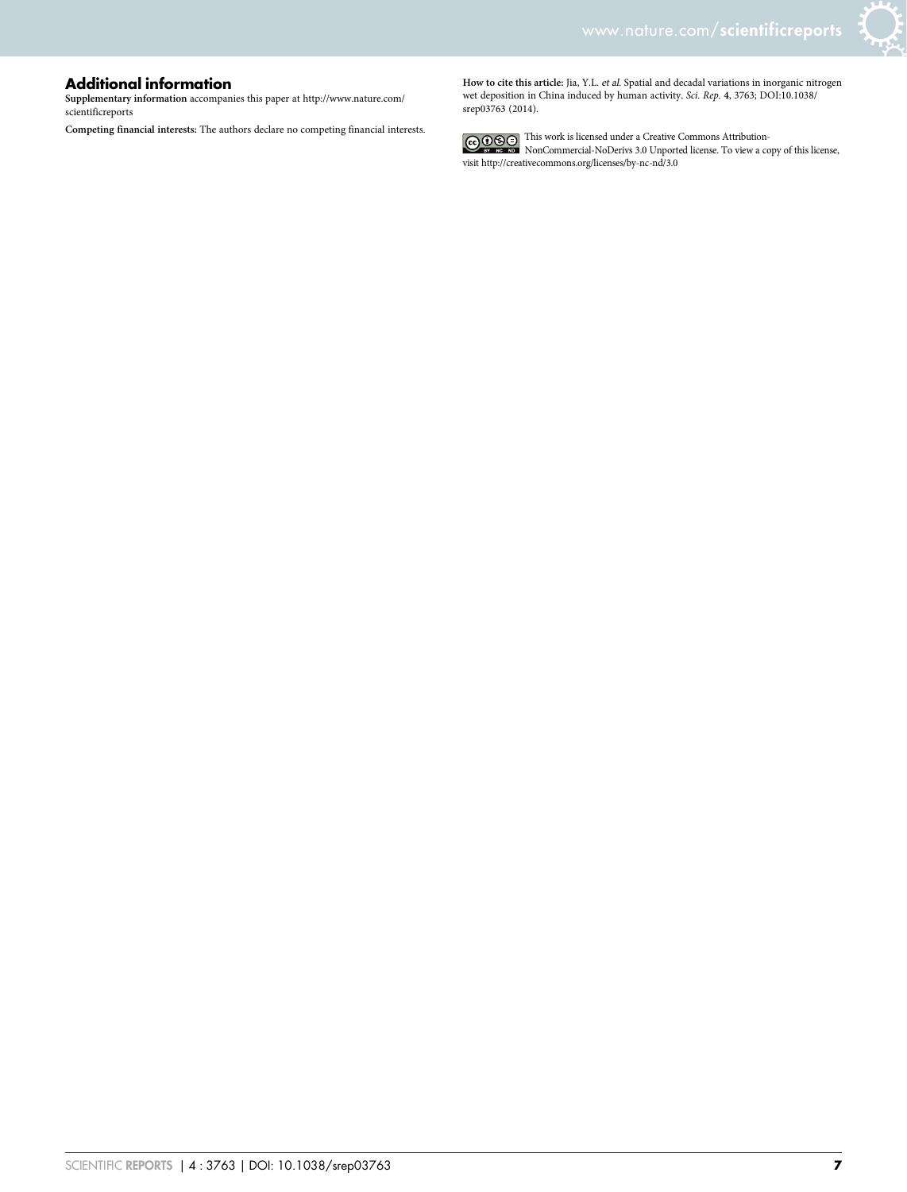## Additional information

**Supplementary information** accompanies this paper at http://www.nature.com/scientificreports

**Competing financial interests:** The authors declare no competing financial interests.

**How to cite this article:** Jia, Y.L. *et al*. Spatial and decadal variations in inorganic nitrogen wet deposition in China induced by human activity. *Sci. Rep.* **4**, 3763; DOI:10.1038/srep03763 (2014).

This work is licensed under a Creative Commons Attribution-NonCommercial-NoDerivs 3.0 Unported license. To view a copy of this license, visit http://creativecommons.org/licenses/by-nc-nd/3.0